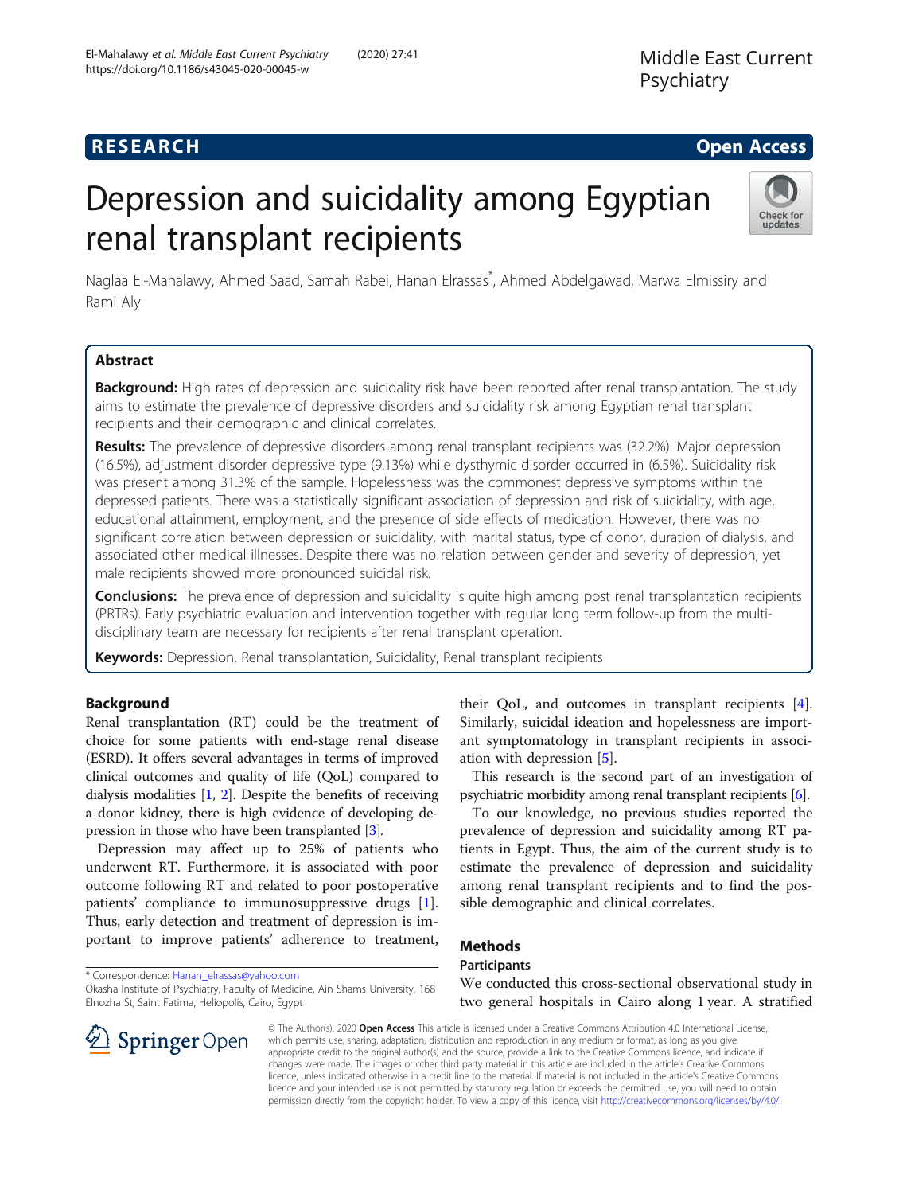# RESEARCH

# Depression and suicidality among Egyptian renal transplant recipients

Naglaa El-Mahalawy, Ahmed Saad, Samah Rabei, Hanan Elrassas*, Ahmed Abdelgawad, Marwa Elmissiry and Rami Aly

## Abstract

**Background:** High rates of depression and suicidality risk have been reported after renal transplantation. The study aims to estimate the prevalence of depressive disorders and suicidality risk among Egyptian renal transplant recipients and their demographic and clinical correlates.

**Results:** The prevalence of depressive disorders among renal transplant recipients was (32.2%). Major depression (16.5%), adjustment disorder depressive type (9.13%) while dysthymic disorder occurred in (6.5%). Suicidality risk was present among 31.3% of the sample. Hopelessness was the commonest depressive symptoms within the depressed patients. There was a statistically significant association of depression and risk of suicidality, with age, educational attainment, employment, and the presence of side effects of medication. However, there was no significant correlation between depression or suicidality, with marital status, type of donor, duration of dialysis, and associated other medical illnesses. Despite there was no relation between gender and severity of depression, yet male recipients showed more pronounced suicidal risk.

**Conclusions:** The prevalence of depression and suicidality is quite high among post renal transplantation recipients (PRTRs). Early psychiatric evaluation and intervention together with regular long term follow-up from the multi-disciplinary team are necessary for recipients after renal transplant operation.

**Keywords:** Depression, Renal transplantation, Suicidality, Renal transplant recipients

## Background

Renal transplantation (RT) could be the treatment of choice for some patients with end-stage renal disease (ESRD). It offers several advantages in terms of improved clinical outcomes and quality of life (QoL) compared to dialysis modalities [1, 2]. Despite the benefits of receiving a donor kidney, there is high evidence of developing depression in those who have been transplanted [3].

Depression may affect up to 25% of patients who underwent RT. Furthermore, it is associated with poor outcome following RT and related to poor postoperative patients' compliance to immunosuppressive drugs [1]. Thus, early detection and treatment of depression is important to improve patients' adherence to treatment, their QoL, and outcomes in transplant recipients [4]. Similarly, suicidal ideation and hopelessness are important symptomatology in transplant recipients in association with depression [5].

This research is the second part of an investigation of psychiatric morbidity among renal transplant recipients [6].

To our knowledge, no previous studies reported the prevalence of depression and suicidality among RT patients in Egypt. Thus, the aim of the current study is to estimate the prevalence of depression and suicidality among renal transplant recipients and to find the possible demographic and clinical correlates.

## Methods

### Participants

We conducted this cross-sectional observational study in two general hospitals in Cairo along 1 year. A stratified

\* Correspondence: Hanan_elrassas@yahoo.com
Okasha Institute of Psychiatry, Faculty of Medicine, Ain Shams University, 168 Elnozha St, Saint Fatima, Heliopolis, Cairo, Egypt

© The Author(s). 2020 **Open Access** This article is licensed under a Creative Commons Attribution 4.0 International License, which permits use, sharing, adaptation, distribution and reproduction in any medium or format, as long as you give appropriate credit to the original author(s) and the source, provide a link to the Creative Commons licence, and indicate if changes were made. The images or other third party material in this article are included in the article's Creative Commons licence, unless indicated otherwise in a credit line to the material. If material is not included in the article's Creative Commons licence and your intended use is not permitted by statutory regulation or exceeds the permitted use, you will need to obtain permission directly from the copyright holder. To view a copy of this licence, visit http://creativecommons.org/licenses/by/4.0/.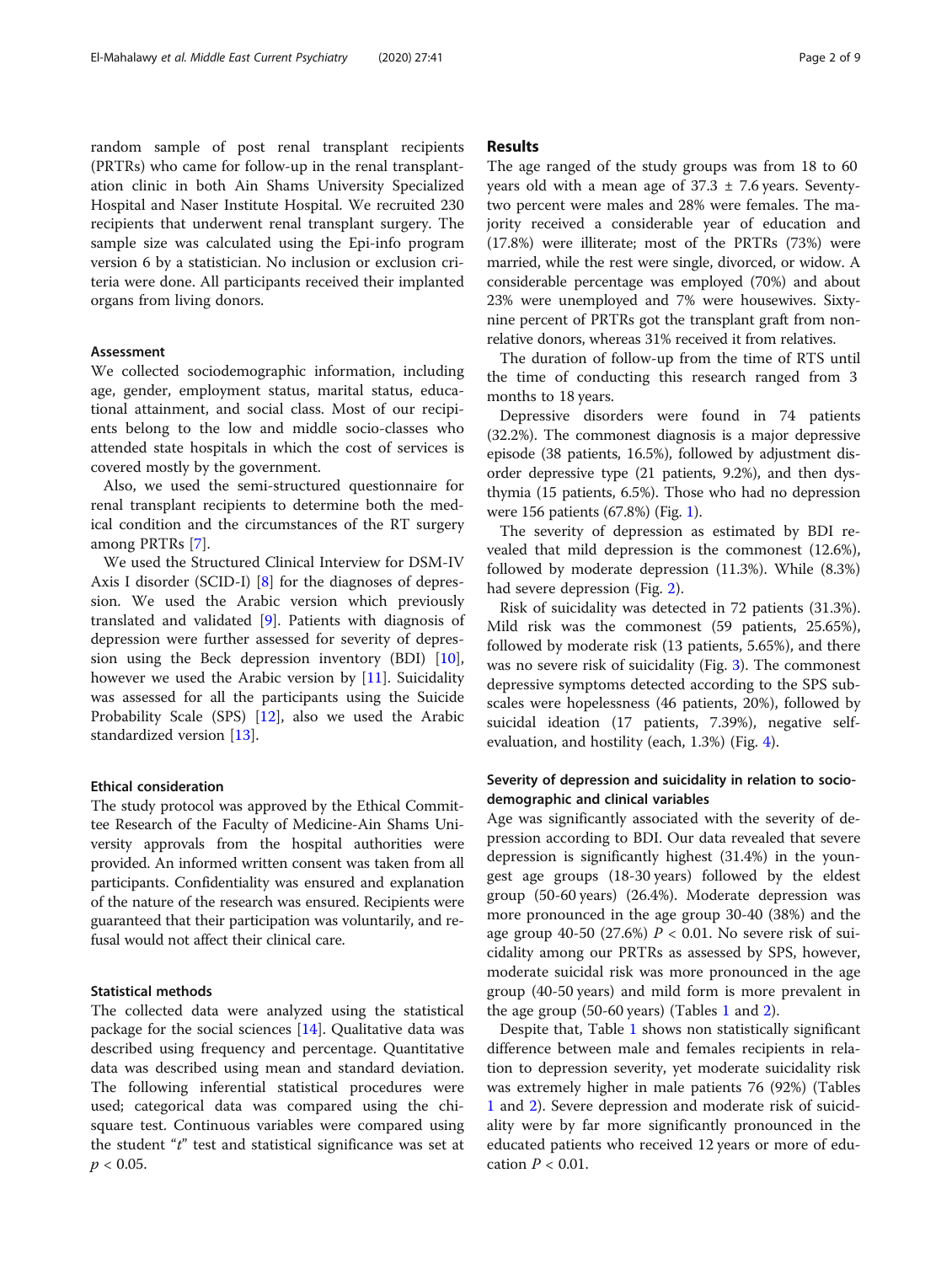random sample of post renal transplant recipients (PRTRs) who came for follow-up in the renal transplantation clinic in both Ain Shams University Specialized Hospital and Naser Institute Hospital. We recruited 230 recipients that underwent renal transplant surgery. The sample size was calculated using the Epi-info program version 6 by a statistician. No inclusion or exclusion criteria were done. All participants received their implanted organs from living donors.

### Assessment

We collected sociodemographic information, including age, gender, employment status, marital status, educational attainment, and social class. Most of our recipients belong to the low and middle socio-classes who attended state hospitals in which the cost of services is covered mostly by the government.

Also, we used the semi-structured questionnaire for renal transplant recipients to determine both the medical condition and the circumstances of the RT surgery among PRTRs [7].

We used the Structured Clinical Interview for DSM-IV Axis I disorder (SCID-I) [8] for the diagnoses of depression. We used the Arabic version which previously translated and validated [9]. Patients with diagnosis of depression were further assessed for severity of depression using the Beck depression inventory (BDI) [10], however we used the Arabic version by [11]. Suicidality was assessed for all the participants using the Suicide Probability Scale (SPS) [12], also we used the Arabic standardized version [13].

### Ethical consideration

The study protocol was approved by the Ethical Committee Research of the Faculty of Medicine-Ain Shams University approvals from the hospital authorities were provided. An informed written consent was taken from all participants. Confidentiality was ensured and explanation of the nature of the research was ensured. Recipients were guaranteed that their participation was voluntarily, and refusal would not affect their clinical care.

### Statistical methods

The collected data were analyzed using the statistical package for the social sciences [14]. Qualitative data was described using frequency and percentage. Quantitative data was described using mean and standard deviation. The following inferential statistical procedures were used; categorical data was compared using the chi-square test. Continuous variables were compared using the student "$t$" test and statistical significance was set at $p < 0.05$.

## Results

The age ranged of the study groups was from 18 to 60 years old with a mean age of 37.3 ± 7.6 years. Seventy-two percent were males and 28% were females. The majority received a considerable year of education and (17.8%) were illiterate; most of the PRTRs (73%) were married, while the rest were single, divorced, or widow. A considerable percentage was employed (70%) and about 23% were unemployed and 7% were housewives. Sixty-nine percent of PRTRs got the transplant graft from non-relative donors, whereas 31% received it from relatives.

The duration of follow-up from the time of RTS until the time of conducting this research ranged from 3 months to 18 years.

Depressive disorders were found in 74 patients (32.2%). The commonest diagnosis is a major depressive episode (38 patients, 16.5%), followed by adjustment disorder depressive type (21 patients, 9.2%), and then dysthymia (15 patients, 6.5%). Those who had no depression were 156 patients (67.8%) (Fig. 1).

The severity of depression as estimated by BDI revealed that mild depression is the commonest (12.6%), followed by moderate depression (11.3%). While (8.3%) had severe depression (Fig. 2).

Risk of suicidality was detected in 72 patients (31.3%). Mild risk was the commonest (59 patients, 25.65%), followed by moderate risk (13 patients, 5.65%), and there was no severe risk of suicidality (Fig. 3). The commonest depressive symptoms detected according to the SPS subscales were hopelessness (46 patients, 20%), followed by suicidal ideation (17 patients, 7.39%), negative self-evaluation, and hostility (each, 1.3%) (Fig. 4).

### Severity of depression and suicidality in relation to socio-demographic and clinical variables

Age was significantly associated with the severity of depression according to BDI. Our data revealed that severe depression is significantly highest (31.4%) in the youngest age groups (18-30 years) followed by the eldest group (50-60 years) (26.4%). Moderate depression was more pronounced in the age group 30-40 (38%) and the age group 40-50 (27.6%) $P < 0.01$. No severe risk of suicidality among our PRTRs as assessed by SPS, however, moderate suicidal risk was more pronounced in the age group (40-50 years) and mild form is more prevalent in the age group (50-60 years) (Tables 1 and 2).

Despite that, Table 1 shows non statistically significant difference between male and females recipients in relation to depression severity, yet moderate suicidality risk was extremely higher in male patients 76 (92%) (Tables 1 and 2). Severe depression and moderate risk of suicidality were by far more significantly pronounced in the educated patients who received 12 years or more of education $P < 0.01$.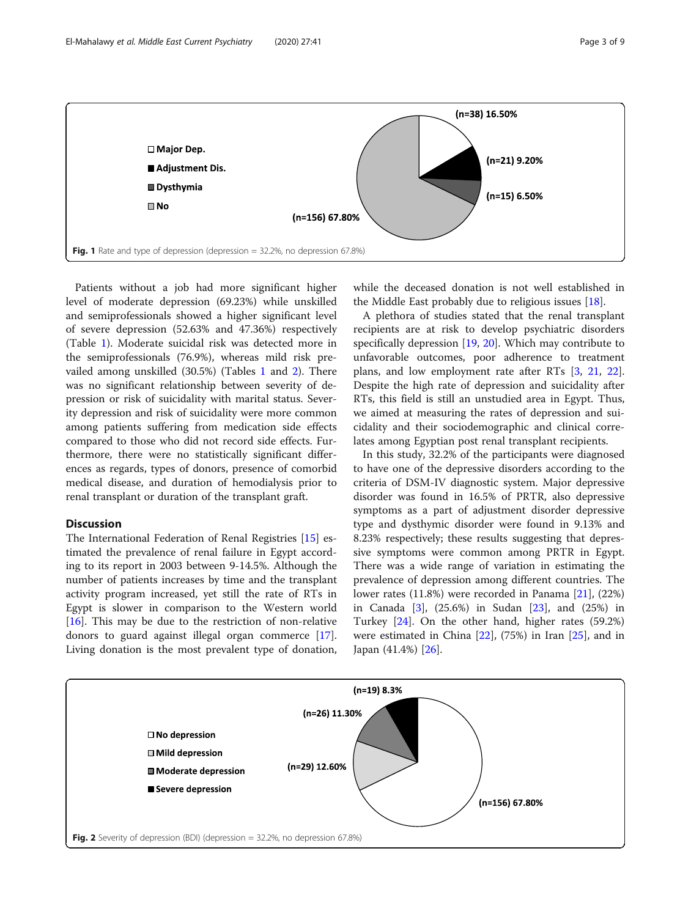(n=38) 16.50%

Major Dep.

Adjustment Dis.

Dysthymia

No

(n=21) 9.20%

(n=15) 6.50%

(n=156) 67.80%

**Fig. 1** Rate and type of depression (depression = 32.2%, no depression 67.8%)

Patients without a job had more significant higher level of moderate depression (69.23%) while unskilled and semiprofessionals showed a higher significant level of severe depression (52.63% and 47.36%) respectively (Table 1). Moderate suicidal risk was detected more in the semiprofessionals (76.9%), whereas mild risk prevailed among unskilled (30.5%) (Tables 1 and 2). There was no significant relationship between severity of depression or risk of suicidality with marital status. Severity depression and risk of suicidality were more common among patients suffering from medication side effects compared to those who did not record side effects. Furthermore, there were no statistically significant differences as regards, types of donors, presence of comorbid medical disease, and duration of hemodialysis prior to renal transplant or duration of the transplant graft.

## Discussion

The International Federation of Renal Registries [15] estimated the prevalence of renal failure in Egypt according to its report in 2003 between 9-14.5%. Although the number of patients increases by time and the transplant activity program increased, yet still the rate of RTs in Egypt is slower in comparison to the Western world [16]. This may be due to the restriction of non-relative donors to guard against illegal organ commerce [17]. Living donation is the most prevalent type of donation, while the deceased donation is not well established in the Middle East probably due to religious issues [18].

A plethora of studies stated that the renal transplant recipients are at risk to develop psychiatric disorders specifically depression [19, 20]. Which may contribute to unfavorable outcomes, poor adherence to treatment plans, and low employment rate after RTs [3, 21, 22]. Despite the high rate of depression and suicidality after RTs, this field is still an unstudied area in Egypt. Thus, we aimed at measuring the rates of depression and suicidality and their sociodemographic and clinical correlates among Egyptian post renal transplant recipients.

In this study, 32.2% of the participants were diagnosed to have one of the depressive disorders according to the criteria of DSM-IV diagnostic system. Major depressive disorder was found in 16.5% of PRTR, also depressive symptoms as a part of adjustment disorder depressive type and dysthymic disorder were found in 9.13% and 8.23% respectively; these results suggesting that depressive symptoms were common among PRTR in Egypt. There was a wide range of variation in estimating the prevalence of depression among different countries. The lower rates (11.8%) were recorded in Panama [21], (22%) in Canada [3], (25.6%) in Sudan [23], and (25%) in Turkey [24]. On the other hand, higher rates (59.2%) were estimated in China [22], (75%) in Iran [25], and in Japan (41.4%) [26].

(n=19) 8.3%

(n=26) 11.30%

No depression

Mild depression

(n=29) 12.60%

Moderate depression

Severe depression

(n=156) 67.80%

**Fig. 2** Severity of depression (BDI) (depression = 32.2%, no depression 67.8%)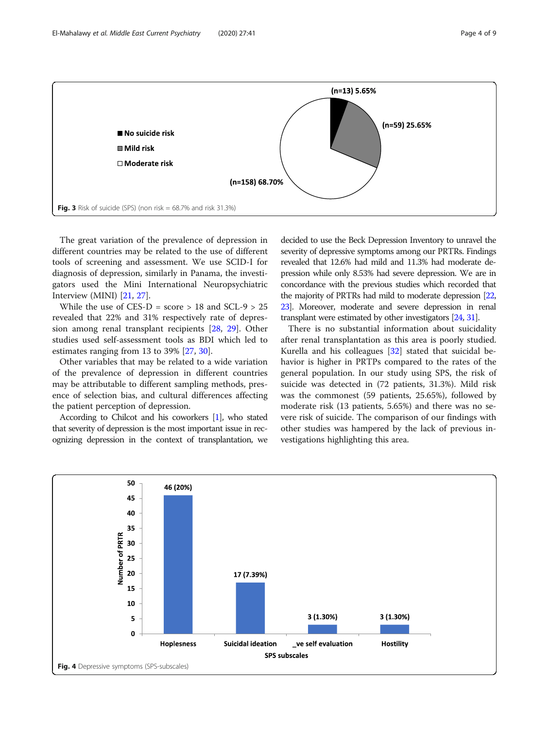Fig. 3 Risk of suicide (SPS) (non risk = 68.7% and risk 31.3%)

The great variation of the prevalence of depression in different countries may be related to the use of different tools of screening and assessment. We use SCID-I for diagnosis of depression, similarly in Panama, the investigators used the Mini International Neuropsychiatric Interview (MINI) [21, 27].

While the use of CES-D = score > 18 and SCL-9 > 25 revealed that 22% and 31% respectively rate of depression among renal transplant recipients [28, 29]. Other studies used self-assessment tools as BDI which led to estimates ranging from 13 to 39% [27, 30].

Other variables that may be related to a wide variation of the prevalence of depression in different countries may be attributable to different sampling methods, presence of selection bias, and cultural differences affecting the patient perception of depression.

According to Chilcot and his coworkers [1], who stated that severity of depression is the most important issue in recognizing depression in the context of transplantation, we decided to use the Beck Depression Inventory to unravel the severity of depressive symptoms among our PRTRs. Findings revealed that 12.6% had mild and 11.3% had moderate depression while only 8.53% had severe depression. We are in concordance with the previous studies which recorded that the majority of PRTRs had mild to moderate depression [22, 23]. Moreover, moderate and severe depression in renal transplant were estimated by other investigators [24, 31].

There is no substantial information about suicidality after renal transplantation as this area is poorly studied. Kurella and his colleagues [32] stated that suicidal behavior is higher in PRTPs compared to the rates of the general population. In our study using SPS, the risk of suicide was detected in (72 patients, 31.3%). Mild risk was the commonest (59 patients, 25.65%), followed by moderate risk (13 patients, 5.65%) and there was no severe risk of suicide. The comparison of our findings with other studies was hampered by the lack of previous investigations highlighting this area.

Fig. 4 Depressive symptoms (SPS-subscales)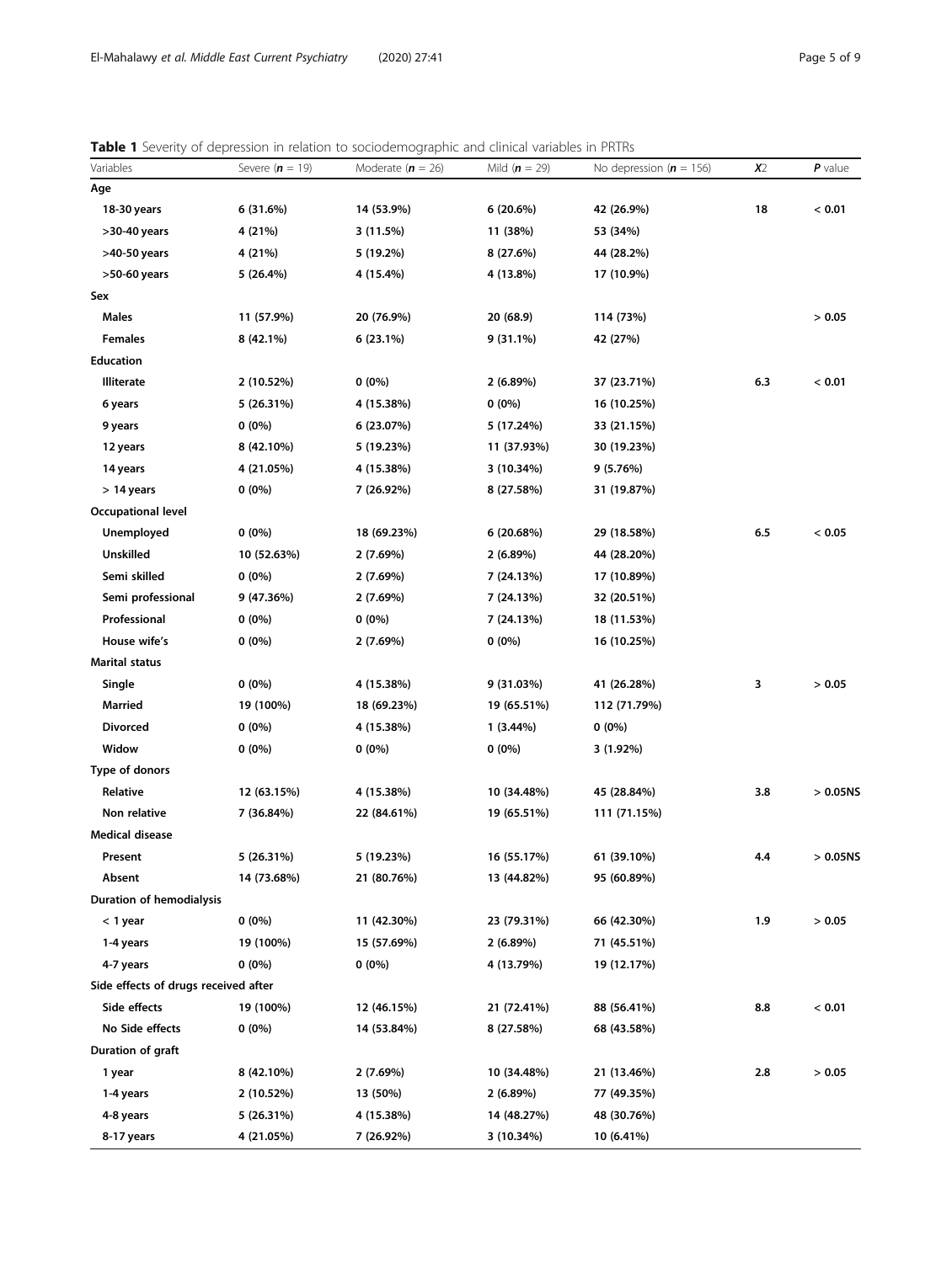**Table 1** Severity of depression in relation to sociodemographic and clinical variables in PRTRs

| Variables | Severe (*n* = 19) | Moderate (*n* = 26) | Mild (*n* = 29) | No depression (*n* = 156) | $X2$ | *P* value |
|---|---|---|---|---|---|---|
| **Age** | | | | | | |
| **18-30 years** | **6 (31.6%)** | **14 (53.9%)** | **6 (20.6%)** | **42 (26.9%)** | **18** | **< 0.01** |
| **>30-40 years** | **4 (21%)** | **3 (11.5%)** | **11 (38%)** | **53 (34%)** | | |
| **>40-50 years** | **4 (21%)** | **5 (19.2%)** | **8 (27.6%)** | **44 (28.2%)** | | |
| **>50-60 years** | **5 (26.4%)** | **4 (15.4%)** | **4 (13.8%)** | **17 (10.9%)** | | |
| **Sex** | | | | | | |
| **Males** | **11 (57.9%)** | **20 (76.9%)** | **20 (68.9)** | **114 (73%)** | | **> 0.05** |
| **Females** | **8 (42.1%)** | **6 (23.1%)** | **9 (31.1%)** | **42 (27%)** | | |
| **Education** | | | | | | |
| **Illiterate** | **2 (10.52%)** | **0 (0%)** | **2 (6.89%)** | **37 (23.71%)** | **6.3** | **< 0.01** |
| **6 years** | **5 (26.31%)** | **4 (15.38%)** | **0 (0%)** | **16 (10.25%)** | | |
| **9 years** | **0 (0%)** | **6 (23.07%)** | **5 (17.24%)** | **33 (21.15%)** | | |
| **12 years** | **8 (42.10%)** | **5 (19.23%)** | **11 (37.93%)** | **30 (19.23%)** | | |
| **14 years** | **4 (21.05%)** | **4 (15.38%)** | **3 (10.34%)** | **9 (5.76%)** | | |
| **> 14 years** | **0 (0%)** | **7 (26.92%)** | **8 (27.58%)** | **31 (19.87%)** | | |
| **Occupational level** | | | | | | |
| **Unemployed** | **0 (0%)** | **18 (69.23%)** | **6 (20.68%)** | **29 (18.58%)** | **6.5** | **< 0.05** |
| **Unskilled** | **10 (52.63%)** | **2 (7.69%)** | **2 (6.89%)** | **44 (28.20%)** | | |
| **Semi skilled** | **0 (0%)** | **2 (7.69%)** | **7 (24.13%)** | **17 (10.89%)** | | |
| **Semi professional** | **9 (47.36%)** | **2 (7.69%)** | **7 (24.13%)** | **32 (20.51%)** | | |
| **Professional** | **0 (0%)** | **0 (0%)** | **7 (24.13%)** | **18 (11.53%)** | | |
| **House wife's** | **0 (0%)** | **2 (7.69%)** | **0 (0%)** | **16 (10.25%)** | | |
| **Marital status** | | | | | | |
| **Single** | **0 (0%)** | **4 (15.38%)** | **9 (31.03%)** | **41 (26.28%)** | **3** | **> 0.05** |
| **Married** | **19 (100%)** | **18 (69.23%)** | **19 (65.51%)** | **112 (71.79%)** | | |
| **Divorced** | **0 (0%)** | **4 (15.38%)** | **1 (3.44%)** | **0 (0%)** | | |
| **Widow** | **0 (0%)** | **0 (0%)** | **0 (0%)** | **3 (1.92%)** | | |
| **Type of donors** | | | | | | |
| **Relative** | **12 (63.15%)** | **4 (15.38%)** | **10 (34.48%)** | **45 (28.84%)** | **3.8** | **> 0.05NS** |
| **Non relative** | **7 (36.84%)** | **22 (84.61%)** | **19 (65.51%)** | **111 (71.15%)** | | |
| **Medical disease** | | | | | | |
| **Present** | **5 (26.31%)** | **5 (19.23%)** | **16 (55.17%)** | **61 (39.10%)** | **4.4** | **> 0.05NS** |
| **Absent** | **14 (73.68%)** | **21 (80.76%)** | **13 (44.82%)** | **95 (60.89%)** | | |
| **Duration of hemodialysis** | | | | | | |
| **< 1 year** | **0 (0%)** | **11 (42.30%)** | **23 (79.31%)** | **66 (42.30%)** | **1.9** | **> 0.05** |
| **1-4 years** | **19 (100%)** | **15 (57.69%)** | **2 (6.89%)** | **71 (45.51%)** | | |
| **4-7 years** | **0 (0%)** | **0 (0%)** | **4 (13.79%)** | **19 (12.17%)** | | |
| **Side effects of drugs received after** | | | | | | |
| **Side effects** | **19 (100%)** | **12 (46.15%)** | **21 (72.41%)** | **88 (56.41%)** | **8.8** | **< 0.01** |
| **No Side effects** | **0 (0%)** | **14 (53.84%)** | **8 (27.58%)** | **68 (43.58%)** | | |
| **Duration of graft** | | | | | | |
| **1 year** | **8 (42.10%)** | **2 (7.69%)** | **10 (34.48%)** | **21 (13.46%)** | **2.8** | **> 0.05** |
| **1-4 years** | **2 (10.52%)** | **13 (50%)** | **2 (6.89%)** | **77 (49.35%)** | | |
| **4-8 years** | **5 (26.31%)** | **4 (15.38%)** | **14 (48.27%)** | **48 (30.76%)** | | |
| **8-17 years** | **4 (21.05%)** | **7 (26.92%)** | **3 (10.34%)** | **10 (6.41%)** | | |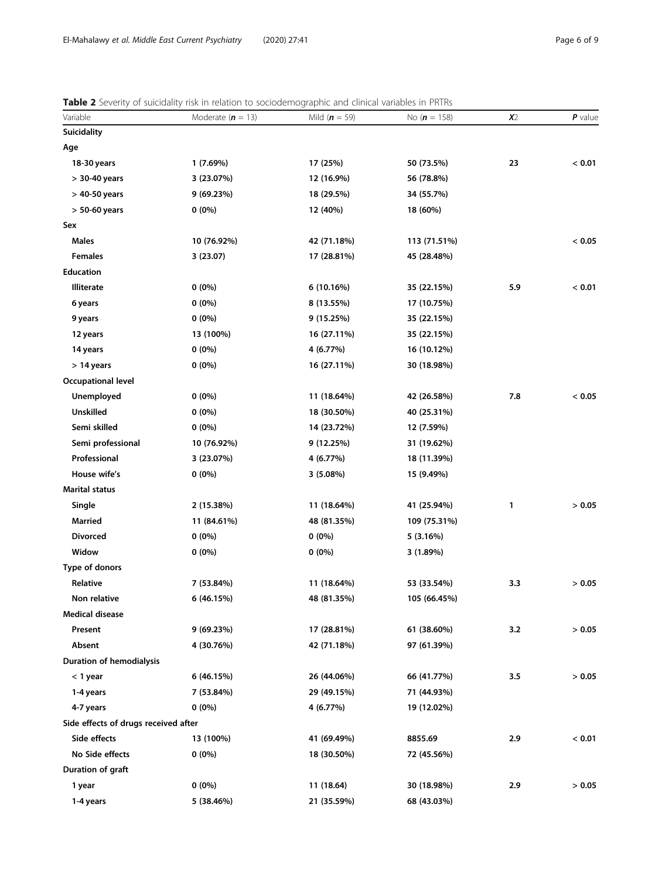**Table 2** Severity of suicidality risk in relation to sociodemographic and clinical variables in PRTRs

| Variable | Moderate (**n** = 13) | Mild (**n** = 59) | No (**n** = 158) | $X2$ | **P** value |
|---|---|---|---|---|---|
| **Suicidality** | | | | | |
| **Age** | | | | | |
| **18-30 years** | 1 (7.69%) | 17 (25%) | 50 (73.5%) | 23 | < 0.01 |
| **> 30-40 years** | 3 (23.07%) | 12 (16.9%) | 56 (78.8%) | | |
| **> 40-50 years** | 9 (69.23%) | 18 (29.5%) | 34 (55.7%) | | |
| **> 50-60 years** | 0 (0%) | 12 (40%) | 18 (60%) | | |
| **Sex** | | | | | |
| **Males** | 10 (76.92%) | 42 (71.18%) | 113 (71.51%) | | < 0.05 |
| **Females** | 3 (23.07) | 17 (28.81%) | 45 (28.48%) | | |
| **Education** | | | | | |
| **Illiterate** | 0 (0%) | 6 (10.16%) | 35 (22.15%) | 5.9 | < 0.01 |
| **6 years** | 0 (0%) | 8 (13.55%) | 17 (10.75%) | | |
| **9 years** | 0 (0%) | 9 (15.25%) | 35 (22.15%) | | |
| **12 years** | 13 (100%) | 16 (27.11%) | 35 (22.15%) | | |
| **14 years** | 0 (0%) | 4 (6.77%) | 16 (10.12%) | | |
| **> 14 years** | 0 (0%) | 16 (27.11%) | 30 (18.98%) | | |
| **Occupational level** | | | | | |
| **Unemployed** | 0 (0%) | 11 (18.64%) | 42 (26.58%) | 7.8 | < 0.05 |
| **Unskilled** | 0 (0%) | 18 (30.50%) | 40 (25.31%) | | |
| **Semi skilled** | 0 (0%) | 14 (23.72%) | 12 (7.59%) | | |
| **Semi professional** | 10 (76.92%) | 9 (12.25%) | 31 (19.62%) | | |
| **Professional** | 3 (23.07%) | 4 (6.77%) | 18 (11.39%) | | |
| **House wife's** | 0 (0%) | 3 (5.08%) | 15 (9.49%) | | |
| **Marital status** | | | | | |
| **Single** | 2 (15.38%) | 11 (18.64%) | 41 (25.94%) | 1 | > 0.05 |
| **Married** | 11 (84.61%) | 48 (81.35%) | 109 (75.31%) | | |
| **Divorced** | 0 (0%) | 0 (0%) | 5 (3.16%) | | |
| **Widow** | 0 (0%) | 0 (0%) | 3 (1.89%) | | |
| **Type of donors** | | | | | |
| **Relative** | 7 (53.84%) | 11 (18.64%) | 53 (33.54%) | 3.3 | > 0.05 |
| **Non relative** | 6 (46.15%) | 48 (81.35%) | 105 (66.45%) | | |
| **Medical disease** | | | | | |
| **Present** | 9 (69.23%) | 17 (28.81%) | 61 (38.60%) | 3.2 | > 0.05 |
| **Absent** | 4 (30.76%) | 42 (71.18%) | 97 (61.39%) | | |
| **Duration of hemodialysis** | | | | | |
| **< 1 year** | 6 (46.15%) | 26 (44.06%) | 66 (41.77%) | 3.5 | > 0.05 |
| **1-4 years** | 7 (53.84%) | 29 (49.15%) | 71 (44.93%) | | |
| **4-7 years** | 0 (0%) | 4 (6.77%) | 19 (12.02%) | | |
| **Side effects of drugs received after** | | | | | |
| **Side effects** | 13 (100%) | 41 (69.49%) | 8855.69 | 2.9 | < 0.01 |
| **No Side effects** | 0 (0%) | 18 (30.50%) | 72 (45.56%) | | |
| **Duration of graft** | | | | | |
| **1 year** | 0 (0%) | 11 (18.64) | 30 (18.98%) | 2.9 | > 0.05 |
| **1-4 years** | 5 (38.46%) | 21 (35.59%) | 68 (43.03%) | | |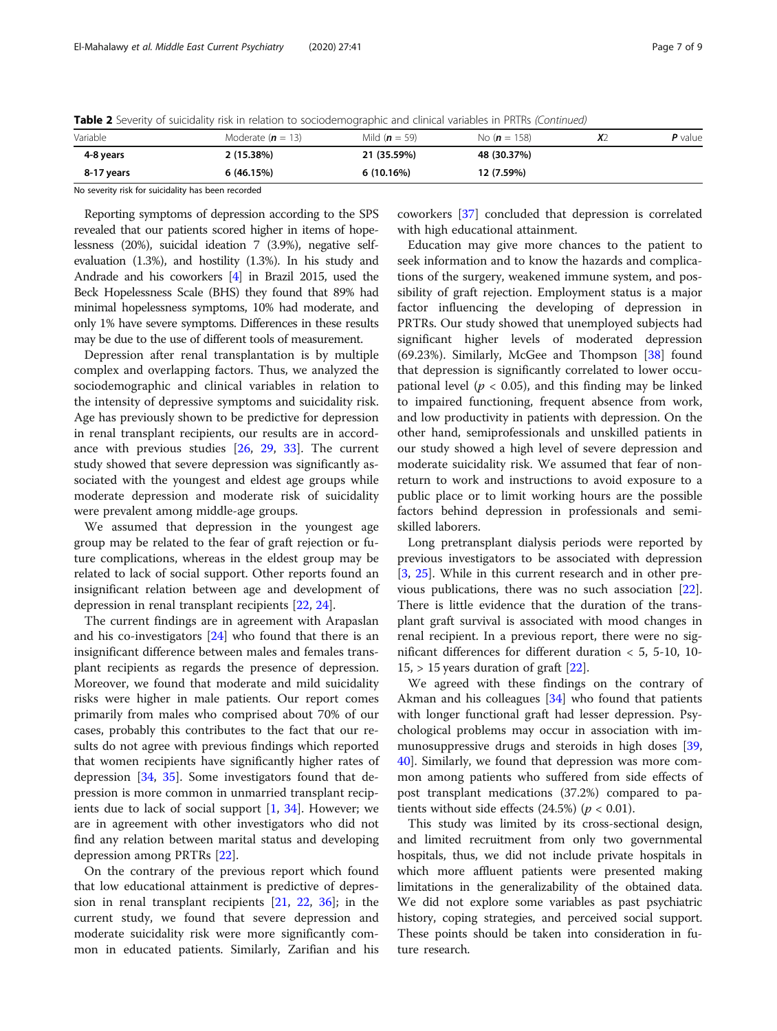**Table 2** Severity of suicidality risk in relation to sociodemographic and clinical variables in PRTRs *(Continued)*

| Variable | Moderate (***n*** = 13) | Mild (***n*** = 59) | No (***n*** = 158) | ***X***2 | ***P*** value |
|---|---|---|---|---|---|
| **4-8 years** | **2 (15.38%)** | **21 (35.59%)** | **48 (30.37%)** | | |
| **8-17 years** | **6 (46.15%)** | **6 (10.16%)** | **12 (7.59%)** | | |

No severity risk for suicidality has been recorded

Reporting symptoms of depression according to the SPS revealed that our patients scored higher in items of hopelessness (20%), suicidal ideation 7 (3.9%), negative self-evaluation (1.3%), and hostility (1.3%). In his study and Andrade and his coworkers [4] in Brazil 2015, used the Beck Hopelessness Scale (BHS) they found that 89% had minimal hopelessness symptoms, 10% had moderate, and only 1% have severe symptoms. Differences in these results may be due to the use of different tools of measurement.

Depression after renal transplantation is by multiple complex and overlapping factors. Thus, we analyzed the sociodemographic and clinical variables in relation to the intensity of depressive symptoms and suicidality risk. Age has previously shown to be predictive for depression in renal transplant recipients, our results are in accordance with previous studies [26, 29, 33]. The current study showed that severe depression was significantly associated with the youngest and eldest age groups while moderate depression and moderate risk of suicidality were prevalent among middle-age groups.

We assumed that depression in the youngest age group may be related to the fear of graft rejection or future complications, whereas in the eldest group may be related to lack of social support. Other reports found an insignificant relation between age and development of depression in renal transplant recipients [22, 24].

The current findings are in agreement with Arapaslan and his co-investigators [24] who found that there is an insignificant difference between males and females transplant recipients as regards the presence of depression. Moreover, we found that moderate and mild suicidality risks were higher in male patients. Our report comes primarily from males who comprised about 70% of our cases, probably this contributes to the fact that our results do not agree with previous findings which reported that women recipients have significantly higher rates of depression [34, 35]. Some investigators found that depression is more common in unmarried transplant recipients due to lack of social support [1, 34]. However; we are in agreement with other investigators who did not find any relation between marital status and developing depression among PRTRs [22].

On the contrary of the previous report which found that low educational attainment is predictive of depression in renal transplant recipients [21, 22, 36]; in the current study, we found that severe depression and moderate suicidality risk were more significantly common in educated patients. Similarly, Zarifian and his coworkers [37] concluded that depression is correlated with high educational attainment.

Education may give more chances to the patient to seek information and to know the hazards and complications of the surgery, weakened immune system, and possibility of graft rejection. Employment status is a major factor influencing the developing of depression in PRTRs. Our study showed that unemployed subjects had significant higher levels of moderated depression (69.23%). Similarly, McGee and Thompson [38] found that depression is significantly correlated to lower occupational level ($p < 0.05$), and this finding may be linked to impaired functioning, frequent absence from work, and low productivity in patients with depression. On the other hand, semiprofessionals and unskilled patients in our study showed a high level of severe depression and moderate suicidality risk. We assumed that fear of non-return to work and instructions to avoid exposure to a public place or to limit working hours are the possible factors behind depression in professionals and semi-skilled laborers.

Long pretransplant dialysis periods were reported by previous investigators to be associated with depression [3, 25]. While in this current research and in other previous publications, there was no such association [22]. There is little evidence that the duration of the transplant graft survival is associated with mood changes in renal recipient. In a previous report, there were no significant differences for different duration < 5, 5-10, 10-15, > 15 years duration of graft [22].

We agreed with these findings on the contrary of Akman and his colleagues [34] who found that patients with longer functional graft had lesser depression. Psychological problems may occur in association with immunosuppressive drugs and steroids in high doses [39, 40]. Similarly, we found that depression was more common among patients who suffered from side effects of post transplant medications (37.2%) compared to patients without side effects (24.5%) ($p < 0.01$).

This study was limited by its cross-sectional design, and limited recruitment from only two governmental hospitals, thus, we did not include private hospitals in which more affluent patients were presented making limitations in the generalizability of the obtained data. We did not explore some variables as past psychiatric history, coping strategies, and perceived social support. These points should be taken into consideration in future research.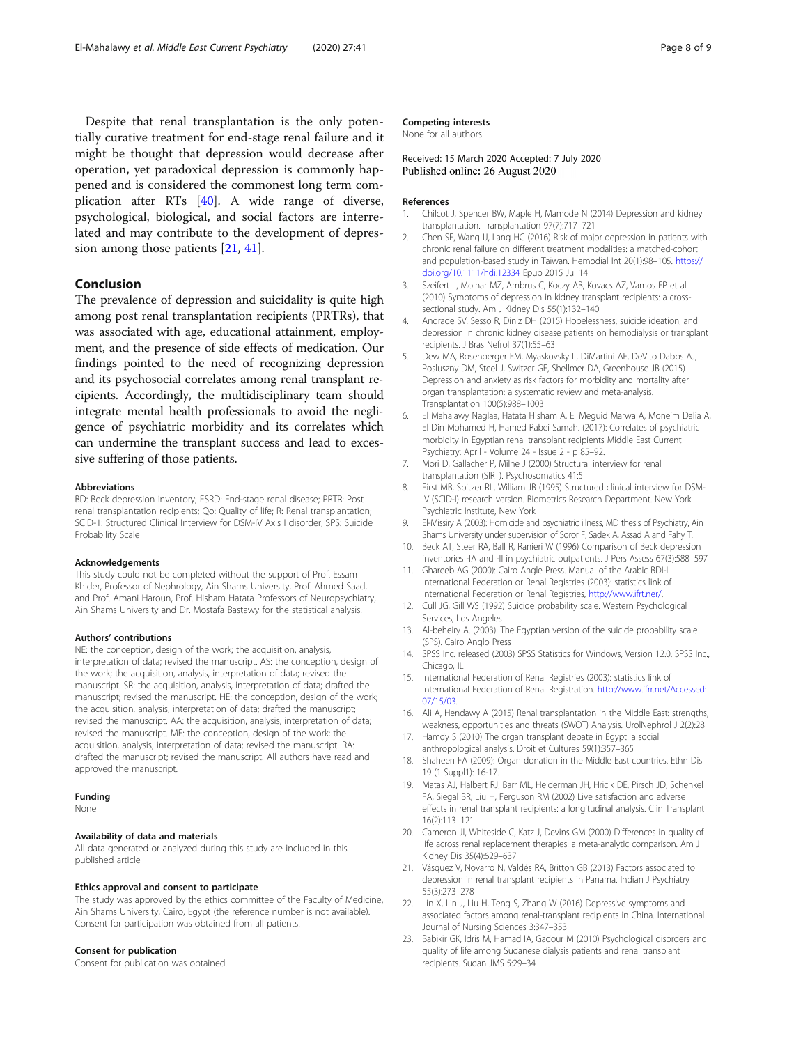Despite that renal transplantation is the only potentially curative treatment for end-stage renal failure and it might be thought that depression would decrease after operation, yet paradoxical depression is commonly happened and is considered the commonest long term complication after RTs [40]. A wide range of diverse, psychological, biological, and social factors are interrelated and may contribute to the development of depression among those patients [21, 41].

## Conclusion

The prevalence of depression and suicidality is quite high among post renal transplantation recipients (PRTRs), that was associated with age, educational attainment, employment, and the presence of side effects of medication. Our findings pointed to the need of recognizing depression and its psychosocial correlates among renal transplant recipients. Accordingly, the multidisciplinary team should integrate mental health professionals to avoid the negligence of psychiatric morbidity and its correlates which can undermine the transplant success and lead to excessive suffering of those patients.

#### Abbreviations

BD: Beck depression inventory; ESRD: End-stage renal disease; PRTR: Post renal transplantation recipients; Qo: Quality of life; R: Renal transplantation; SCID-1: Structured Clinical Interview for DSM-IV Axis I disorder; SPS: Suicide Probability Scale

#### Acknowledgements

This study could not be completed without the support of Prof. Essam Khider, Professor of Nephrology, Ain Shams University, Prof. Ahmed Saad, and Prof. Amani Haroun, Prof. Hisham Hatata Professors of Neuropsychiatry, Ain Shams University and Dr. Mostafa Bastawy for the statistical analysis.

#### Authors' contributions

NE: the conception, design of the work; the acquisition, analysis, interpretation of data; revised the manuscript. AS: the conception, design of the work; the acquisition, analysis, interpretation of data; revised the manuscript. SR: the acquisition, analysis, interpretation of data; drafted the manuscript; revised the manuscript. HE: the conception, design of the work; the acquisition, analysis, interpretation of data; drafted the manuscript; revised the manuscript. AA: the acquisition, analysis, interpretation of data; revised the manuscript. ME: the conception, design of the work; the acquisition, analysis, interpretation of data; revised the manuscript. RA: drafted the manuscript; revised the manuscript. All authors have read and approved the manuscript.

#### Funding

None

#### Availability of data and materials

All data generated or analyzed during this study are included in this published article

#### Ethics approval and consent to participate

The study was approved by the ethics committee of the Faculty of Medicine, Ain Shams University, Cairo, Egypt (the reference number is not available). Consent for participation was obtained from all patients.

#### Consent for publication

Consent for publication was obtained.

#### Competing interests

None for all authors

Received: 15 March 2020 Accepted: 7 July 2020
Published online: 26 August 2020

#### References

1. Chilcot J, Spencer BW, Maple H, Mamode N (2014) Depression and kidney transplantation. Transplantation 97(7):717–721
2. Chen SF, Wang IJ, Lang HC (2016) Risk of major depression in patients with chronic renal failure on different treatment modalities: a matched-cohort and population-based study in Taiwan. Hemodial Int 20(1):98–105. https://doi.org/10.1111/hdi.12334 Epub 2015 Jul 14
3. Szeifert L, Molnar MZ, Ambrus C, Koczy AB, Kovacs AZ, Vamos EP et al (2010) Symptoms of depression in kidney transplant recipients: a cross-sectional study. Am J Kidney Dis 55(1):132–140
4. Andrade SV, Sesso R, Diniz DH (2015) Hopelessness, suicide ideation, and depression in chronic kidney disease patients on hemodialysis or transplant recipients. J Bras Nefrol 37(1):55–63
5. Dew MA, Rosenberger EM, Myaskovsky L, DiMartini AF, DeVito Dabbs AJ, Posluszny DM, Steel J, Switzer GE, Shellmer DA, Greenhouse JB (2015) Depression and anxiety as risk factors for morbidity and mortality after organ transplantation: a systematic review and meta-analysis. Transplantation 100(5):988–1003
6. El Mahalawy Naglaa, Hatata Hisham A, El Meguid Marwa A, Moneim Dalia A, El Din Mohamed H, Hamed Rabei Samah. (2017): Correlates of psychiatric morbidity in Egyptian renal transplant recipients Middle East Current Psychiatry: April - Volume 24 - Issue 2 - p 85–92.
7. Mori D, Gallacher P, Milne J (2000) Structural interview for renal transplantation (SIRT). Psychosomatics 41:5
8. First MB, Spitzer RL, William JB (1995) Structured clinical interview for DSM-IV (SCID-I) research version. Biometrics Research Department. New York Psychiatric Institute, New York
9. El-Missiry A (2003): Homicide and psychiatric illness, MD thesis of Psychiatry, Ain Shams University under supervision of Soror F, Sadek A, Assad A and Fahy T.
10. Beck AT, Steer RA, Ball R, Ranieri W (1996) Comparison of Beck depression inventories -IA and -II in psychiatric outpatients. J Pers Assess 67(3):588–597
11. Ghareeb AG (2000): Cairo Angle Press. Manual of the Arabic BDI-II. International Federation or Renal Registries (2003): statistics link of International Federation or Renal Registries, http://www.ifrt.ner/.
12. Cull JG, Gill WS (1992) Suicide probability scale. Western Psychological Services, Los Angeles
13. Al-beheiry A. (2003): The Egyptian version of the suicide probability scale (SPS). Cairo Anglo Press
14. SPSS Inc. released (2003) SPSS Statistics for Windows, Version 12.0. SPSS Inc., Chicago, IL
15. International Federation of Renal Registries (2003): statistics link of International Federation of Renal Registration. http://www.ifrr.net/Accessed: 07/15/03.
16. Ali A, Hendawy A (2015) Renal transplantation in the Middle East: strengths, weakness, opportunities and threats (SWOT) Analysis. UrolNephrol J 2(2):28
17. Hamdy S (2010) The organ transplant debate in Egypt: a social anthropological analysis. Droit et Cultures 59(1):357–365
18. Shaheen FA (2009): Organ donation in the Middle East countries. Ethn Dis 19 (1 Suppl1): 16-17.
19. Matas AJ, Halbert RJ, Barr ML, Helderman JH, Hricik DE, Pirsch JD, Schenkel FA, Siegal BR, Liu H, Ferguson RM (2002) Live satisfaction and adverse effects in renal transplant recipients: a longitudinal analysis. Clin Transplant 16(2):113–121
20. Cameron JI, Whiteside C, Katz J, Devins GM (2000) Differences in quality of life across renal replacement therapies: a meta-analytic comparison. Am J Kidney Dis 35(4):629–637
21. Vásquez V, Novarro N, Valdés RA, Britton GB (2013) Factors associated to depression in renal transplant recipients in Panama. Indian J Psychiatry 55(3):273–278
22. Lin X, Lin J, Liu H, Teng S, Zhang W (2016) Depressive symptoms and associated factors among renal-transplant recipients in China. International Journal of Nursing Sciences 3:347–353
23. Babikir GK, Idris M, Hamad IA, Gadour M (2010) Psychological disorders and quality of life among Sudanese dialysis patients and renal transplant recipients. Sudan JMS 5:29–34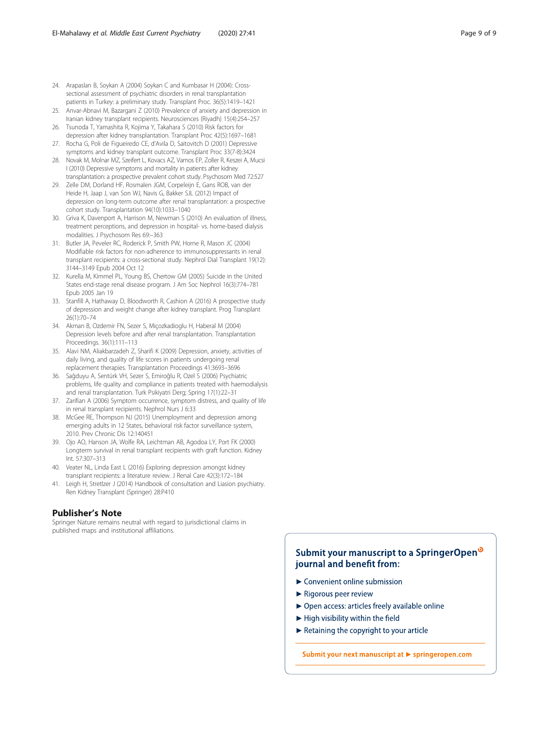24. Arapaslan B, Soykan A (2004) Soykan C and Kumbasar H (2004): Cross-sectional assessment of psychiatric disorders in renal transplantation patients in Turkey: a preliminary study. Transplant Proc. 36(5):1419–1421
25. Anvar-Abnavi M, Bazargani Z (2010) Prevalence of anxiety and depression in Iranian kidney transplant recipients. Neurosciences (Riyadh) 15(4):254–257
26. Tsunoda T, Yamashita R, Kojima Y, Takahara S (2010) Risk factors for depression after kidney transplantation. Transplant Proc 42(5):1697–1681
27. Rocha G, Poli de Figueiredo CE, d'Avila D, Saitovitch D (2001) Depressive symptoms and kidney transplant outcome. Transplant Proc 33(7-8):3424
28. Novak M, Molnar MZ, Szeifert L, Kovacs AZ, Vamos EP, Zoller R, Keszei A, Mucsi I (2010) Depressive symptoms and mortality in patients after kidney transplantation: a prospective prevalent cohort study. Psychosom Med 72:527
29. Zelle DM, Dorland HF, Rosmalen JGM, Corpeleijn E, Gans ROB, van der Heide H, Jaap J, van Son WJ, Navis G, Bakker SJL (2012) Impact of depression on long-term outcome after renal transplantation: a prospective cohort study. Transplantation 94(10):1033–1040
30. Griva K, Davenport A, Harrison M, Newman S (2010) An evaluation of illness, treatment perceptions, and depression in hospital- vs. home-based dialysis modalities. J Psychosom Res 69:–363
31. Butler JA, Peveler RC, Roderick P, Smith PW, Horne R, Mason JC (2004) Modifiable risk factors for non-adherence to immunosuppressants in renal transplant recipients: a cross-sectional study. Nephrol Dial Transplant 19(12): 3144–3149 Epub 2004 Oct 12
32. Kurella M, Kimmel PL, Young BS, Chertow GM (2005) Suicide in the United States end-stage renal disease program. J Am Soc Nephrol 16(3):774–781 Epub 2005 Jan 19
33. Stanfill A, Hathaway D, Bloodworth R, Cashion A (2016) A prospective study of depression and weight change after kidney transplant. Prog Transplant 26(1):70–74
34. Akman B, Ozdemir FN, Sezer S, Miçozkadioglu H, Haberal M (2004) Depression levels before and after renal transplantation. Transplantation Proceedings. 36(1):111–113
35. Alavi NM, Aliakbarzadeh Z, Sharifi K (2009) Depression, anxiety, activities of daily living, and quality of life scores in patients undergoing renal replacement therapies. Transplantation Proceedings 41:3693–3696
36. Sağduyu A, Sentürk VH, Sezer S, Emiroğlu R, Ozel S (2006) Psychiatric problems, life quality and compliance in patients treated with haemodialysis and renal transplantation. Turk Psikiyatri Derg; Spring 17(1):22–31
37. Zarifian A (2006) Symptom occurrence, symptom distress, and quality of life in renal transplant recipients. Nephrol Nurs J 6:33
38. McGee RE, Thompson NJ (2015) Unemployment and depression among emerging adults in 12 States, behavioral risk factor surveillance system, 2010. Prev Chronic Dis 12:140451
39. Ojo AO, Hanson JA, Wolfe RA, Leichtman AB, Agodoa LY, Port FK (2000) Longterm survival in renal transplant recipients with graft function. Kidney Int. 57:307–313
40. Veater NL, Linda East L (2016) Exploring depression amongst kidney transplant recipients: a literature review. J Renal Care 42(3):172–184
41. Leigh H, Stretlzer J (2014) Handbook of consultation and Liasion psychiatry. Ren Kidney Transplant (Springer) 28:P410

## Publisher's Note

Springer Nature remains neutral with regard to jurisdictional claims in published maps and institutional affiliations.

**Submit your manuscript to a SpringerOpen journal and benefit from:**

- ► Convenient online submission
- ► Rigorous peer review
- ► Open access: articles freely available online
- ► High visibility within the field
- ► Retaining the copyright to your article

**Submit your next manuscript at ► springeropen.com**